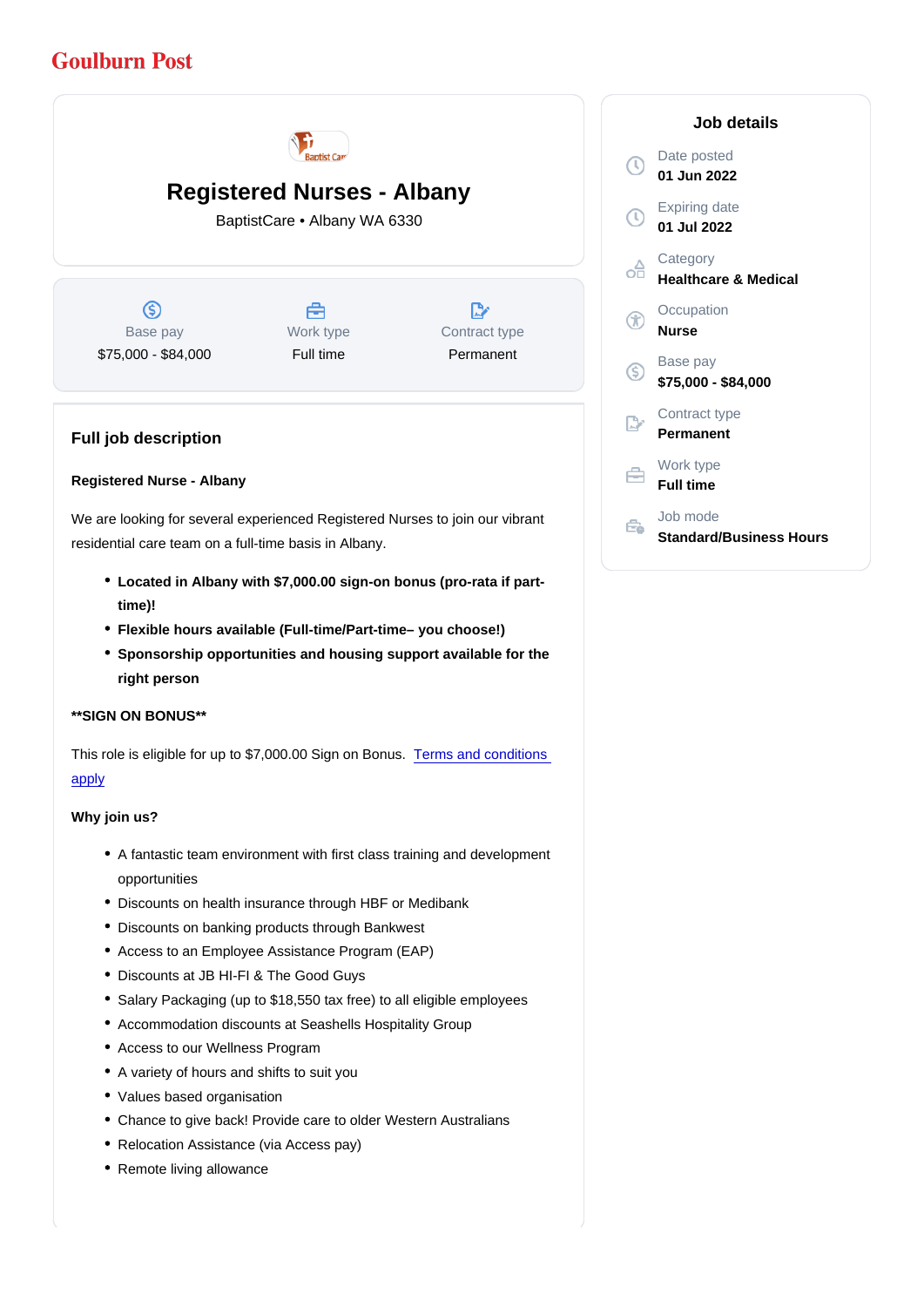Goulburn Post

# Registered Nurses - Albany

BaptistCare • Albany WA 6330

| Base pay | Work type | Contract type |
|---|---|---|
| $75,000 - $84,000 | Full time | Permanent |

## Full job description

**Registered Nurse - Albany**

We are looking for several experienced Registered Nurses to join our vibrant residential care team on a full-time basis in Albany.

- **Located in Albany with $7,000.00 sign-on bonus (pro-rata if part-time)!**
- **Flexible hours available (Full-time/Part-time– you choose!)**
- **Sponsorship opportunities and housing support available for the right person**

**\*\*SIGN ON BONUS\*\***

This role is eligible for up to $7,000.00 Sign on Bonus. Terms and conditions apply

**Why join us?**

- A fantastic team environment with first class training and development opportunities
- Discounts on health insurance through HBF or Medibank
- Discounts on banking products through Bankwest
- Access to an Employee Assistance Program (EAP)
- Discounts at JB HI-FI & The Good Guys
- Salary Packaging (up to $18,550 tax free) to all eligible employees
- Accommodation discounts at Seashells Hospitality Group
- Access to our Wellness Program
- A variety of hours and shifts to suit you
- Values based organisation
- Chance to give back! Provide care to older Western Australians
- Relocation Assistance (via Access pay)
- Remote living allowance

## Job details

Date posted
**01 Jun 2022**

Expiring date
**01 Jul 2022**

Category
**Healthcare & Medical**

Occupation
**Nurse**

Base pay
**$75,000 - $84,000**

Contract type
**Permanent**

Work type
**Full time**

Job mode
**Standard/Business Hours**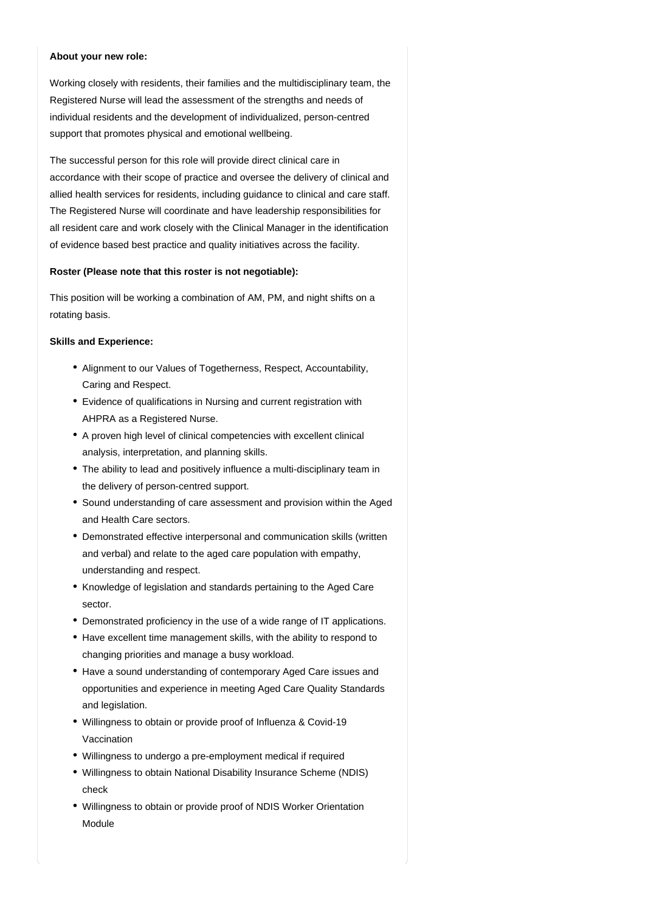**About your new role:**

Working closely with residents, their families and the multidisciplinary team, the Registered Nurse will lead the assessment of the strengths and needs of individual residents and the development of individualized, person-centred support that promotes physical and emotional wellbeing.

The successful person for this role will provide direct clinical care in accordance with their scope of practice and oversee the delivery of clinical and allied health services for residents, including guidance to clinical and care staff. The Registered Nurse will coordinate and have leadership responsibilities for all resident care and work closely with the Clinical Manager in the identification of evidence based best practice and quality initiatives across the facility.

**Roster (Please note that this roster is not negotiable):**

This position will be working a combination of AM, PM, and night shifts on a rotating basis.

**Skills and Experience:**

- Alignment to our Values of Togetherness, Respect, Accountability, Caring and Respect.
- Evidence of qualifications in Nursing and current registration with AHPRA as a Registered Nurse.
- A proven high level of clinical competencies with excellent clinical analysis, interpretation, and planning skills.
- The ability to lead and positively influence a multi-disciplinary team in the delivery of person-centred support.
- Sound understanding of care assessment and provision within the Aged and Health Care sectors.
- Demonstrated effective interpersonal and communication skills (written and verbal) and relate to the aged care population with empathy, understanding and respect.
- Knowledge of legislation and standards pertaining to the Aged Care sector.
- Demonstrated proficiency in the use of a wide range of IT applications.
- Have excellent time management skills, with the ability to respond to changing priorities and manage a busy workload.
- Have a sound understanding of contemporary Aged Care issues and opportunities and experience in meeting Aged Care Quality Standards and legislation.
- Willingness to obtain or provide proof of Influenza & Covid-19 Vaccination
- Willingness to undergo a pre-employment medical if required
- Willingness to obtain National Disability Insurance Scheme (NDIS) check
- Willingness to obtain or provide proof of NDIS Worker Orientation Module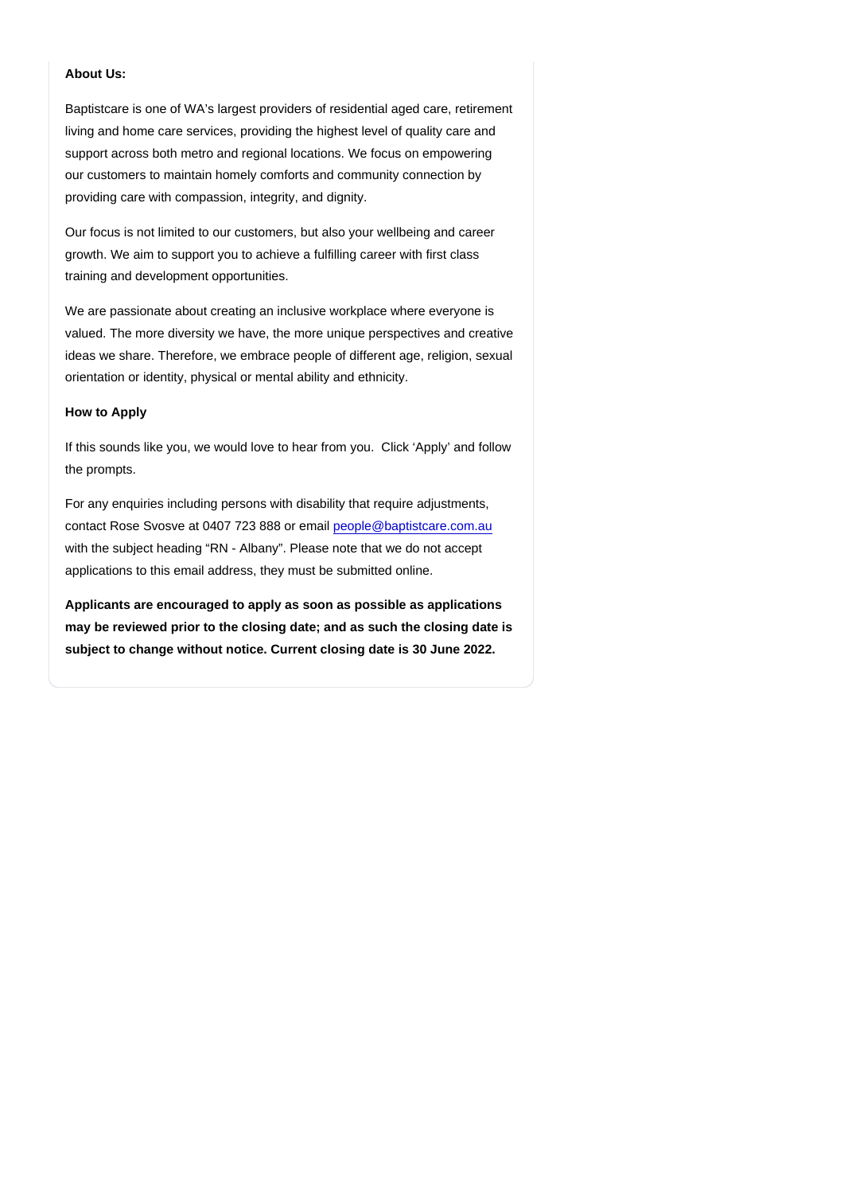**About Us:**

Baptistcare is one of WA's largest providers of residential aged care, retirement living and home care services, providing the highest level of quality care and support across both metro and regional locations. We focus on empowering our customers to maintain homely comforts and community connection by providing care with compassion, integrity, and dignity.

Our focus is not limited to our customers, but also your wellbeing and career growth. We aim to support you to achieve a fulfilling career with first class training and development opportunities.

We are passionate about creating an inclusive workplace where everyone is valued. The more diversity we have, the more unique perspectives and creative ideas we share. Therefore, we embrace people of different age, religion, sexual orientation or identity, physical or mental ability and ethnicity.

**How to Apply**

If this sounds like you, we would love to hear from you. Click 'Apply' and follow the prompts.

For any enquiries including persons with disability that require adjustments, contact Rose Svosve at 0407 723 888 or email people@baptistcare.com.au with the subject heading "RN - Albany". Please note that we do not accept applications to this email address, they must be submitted online.

**Applicants are encouraged to apply as soon as possible as applications may be reviewed prior to the closing date; and as such the closing date is subject to change without notice. Current closing date is 30 June 2022.**